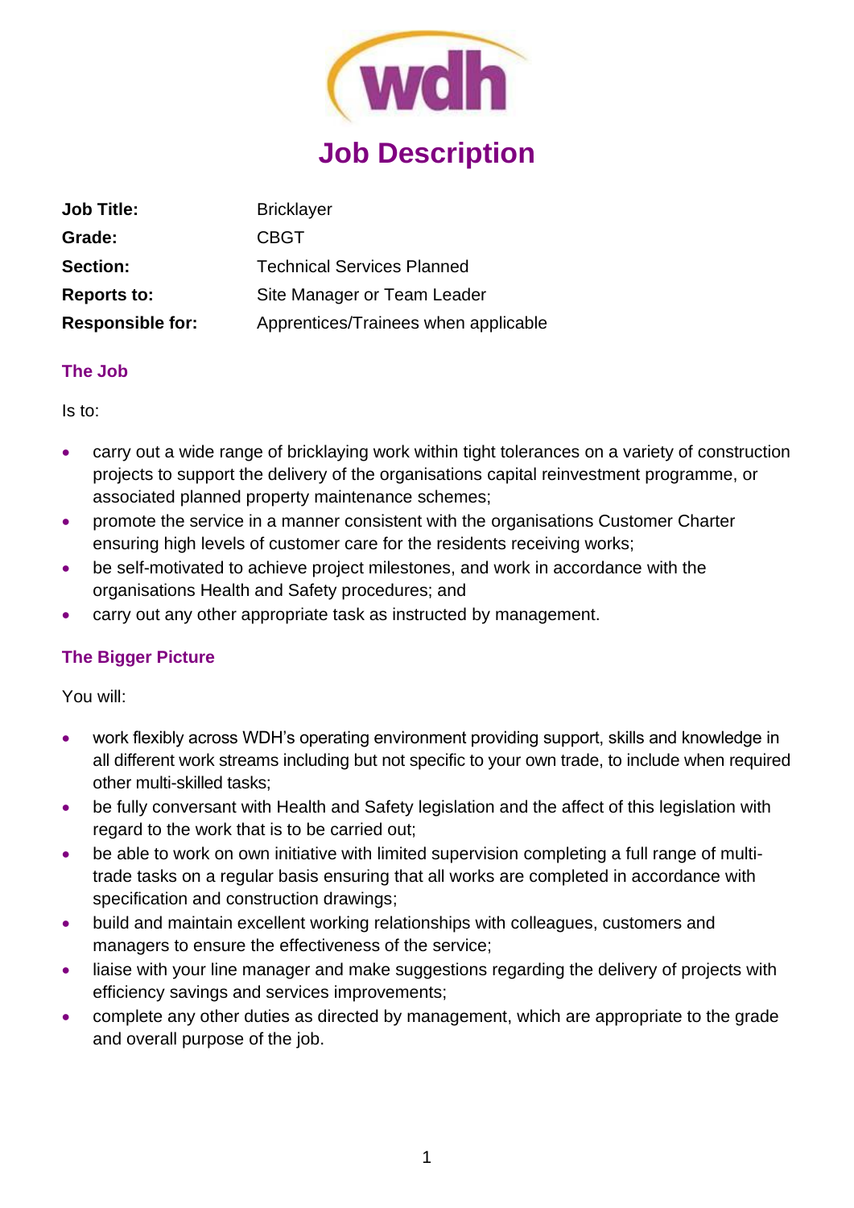# Job Description

| | |
|---|---|
| **Job Title:** | Bricklayer |
| **Grade:** | CBGT |
| **Section:** | Technical Services Planned |
| **Reports to:** | Site Manager or Team Leader |
| **Responsible for:** | Apprentices/Trainees when applicable |

## The Job

Is to:

- carry out a wide range of bricklaying work within tight tolerances on a variety of construction projects to support the delivery of the organisations capital reinvestment programme, or associated planned property maintenance schemes;
- promote the service in a manner consistent with the organisations Customer Charter ensuring high levels of customer care for the residents receiving works;
- be self-motivated to achieve project milestones, and work in accordance with the organisations Health and Safety procedures; and
- carry out any other appropriate task as instructed by management.

## The Bigger Picture

You will:

- work flexibly across WDH's operating environment providing support, skills and knowledge in all different work streams including but not specific to your own trade, to include when required other multi-skilled tasks;
- be fully conversant with Health and Safety legislation and the affect of this legislation with regard to the work that is to be carried out;
- be able to work on own initiative with limited supervision completing a full range of multi-trade tasks on a regular basis ensuring that all works are completed in accordance with specification and construction drawings;
- build and maintain excellent working relationships with colleagues, customers and managers to ensure the effectiveness of the service;
- liaise with your line manager and make suggestions regarding the delivery of projects with efficiency savings and services improvements;
- complete any other duties as directed by management, which are appropriate to the grade and overall purpose of the job.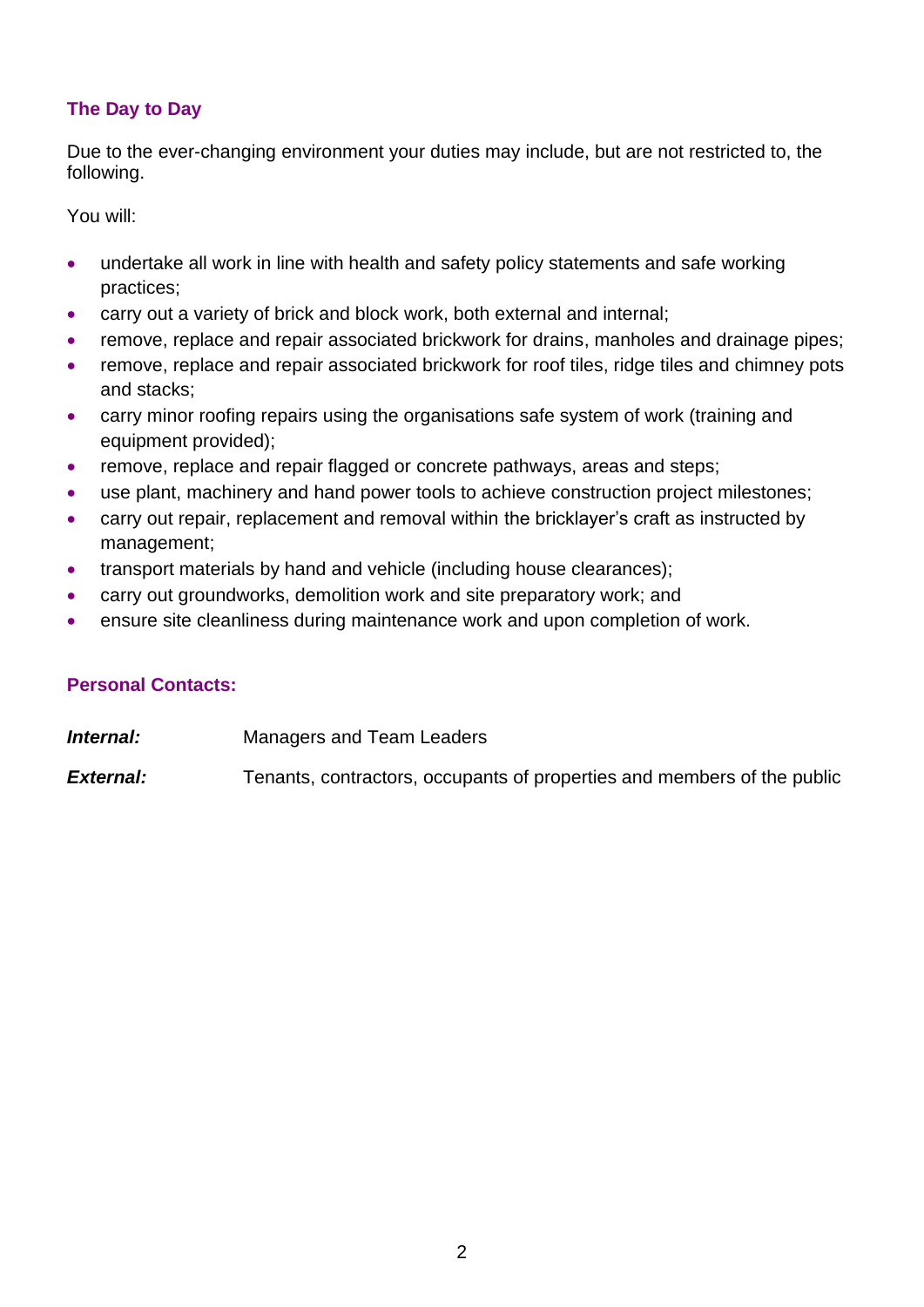## The Day to Day

Due to the ever-changing environment your duties may include, but are not restricted to, the following.

You will:

- undertake all work in line with health and safety policy statements and safe working practices;
- carry out a variety of brick and block work, both external and internal;
- remove, replace and repair associated brickwork for drains, manholes and drainage pipes;
- remove, replace and repair associated brickwork for roof tiles, ridge tiles and chimney pots and stacks;
- carry minor roofing repairs using the organisations safe system of work (training and equipment provided);
- remove, replace and repair flagged or concrete pathways, areas and steps;
- use plant, machinery and hand power tools to achieve construction project milestones;
- carry out repair, replacement and removal within the bricklayer's craft as instructed by management;
- transport materials by hand and vehicle (including house clearances);
- carry out groundworks, demolition work and site preparatory work; and
- ensure site cleanliness during maintenance work and upon completion of work.

## Personal Contacts:

***Internal:*** Managers and Team Leaders

***External:*** Tenants, contractors, occupants of properties and members of the public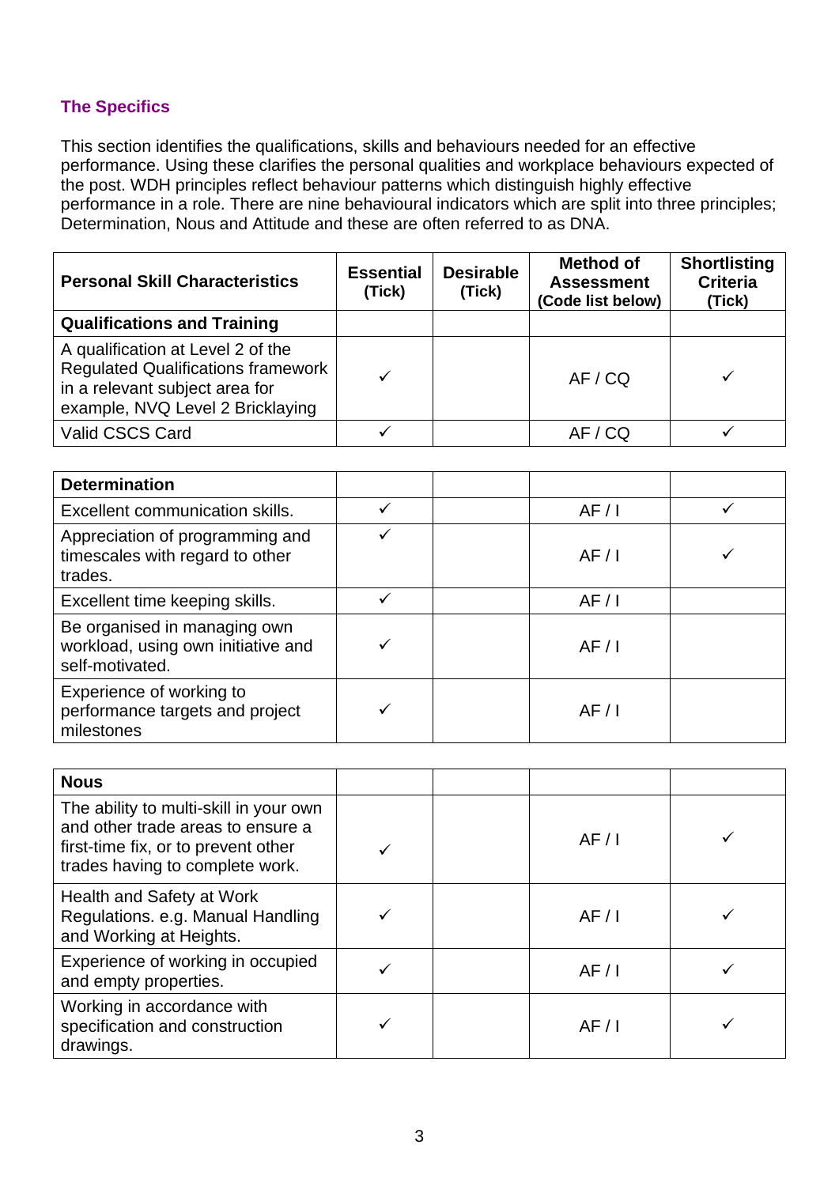## The Specifics

This section identifies the qualifications, skills and behaviours needed for an effective performance. Using these clarifies the personal qualities and workplace behaviours expected of the post. WDH principles reflect behaviour patterns which distinguish highly effective performance in a role. There are nine behavioural indicators which are split into three principles; Determination, Nous and Attitude and these are often referred to as DNA.

| Personal Skill Characteristics | Essential (Tick) | Desirable (Tick) | Method of Assessment (Code list below) | Shortlisting Criteria (Tick) |
|---|---|---|---|---|
| **Qualifications and Training** | | | | |
| A qualification at Level 2 of the Regulated Qualifications framework in a relevant subject area for example, NVQ Level 2 Bricklaying | ✓ | | AF / CQ | ✓ |
| Valid CSCS Card | ✓ | | AF / CQ | ✓ |

| **Determination** | | | | |
|---|---|---|---|---|
| Excellent communication skills. | ✓ | | AF / I | ✓ |
| Appreciation of programming and timescales with regard to other trades. | ✓ | | AF / I | ✓ |
| Excellent time keeping skills. | ✓ | | AF / I | |
| Be organised in managing own workload, using own initiative and self-motivated. | ✓ | | AF / I | |
| Experience of working to performance targets and project milestones | ✓ | | AF / I | |

| **Nous** | | | | |
|---|---|---|---|---|
| The ability to multi-skill in your own and other trade areas to ensure a first-time fix, or to prevent other trades having to complete work. | ✓ | | AF / I | ✓ |
| Health and Safety at Work Regulations. e.g. Manual Handling and Working at Heights. | ✓ | | AF / I | ✓ |
| Experience of working in occupied and empty properties. | ✓ | | AF / I | ✓ |
| Working in accordance with specification and construction drawings. | ✓ | | AF / I | ✓ |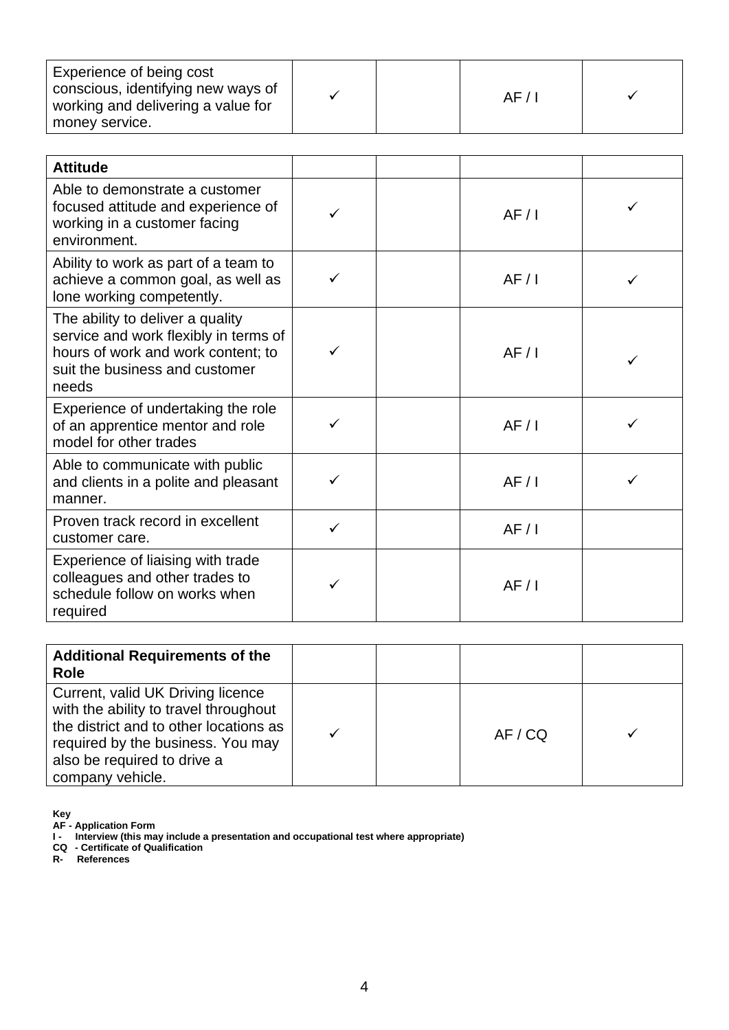| | | | | |
|---|---|---|---|---|
| Experience of being cost conscious, identifying new ways of working and delivering a value for money service. | ✓ | | AF / I | ✓ |

| **Attitude** | | | | |
|---|---|---|---|---|
| Able to demonstrate a customer focused attitude and experience of working in a customer facing environment. | ✓ | | AF / I | ✓ |
| Ability to work as part of a team to achieve a common goal, as well as lone working competently. | ✓ | | AF / I | ✓ |
| The ability to deliver a quality service and work flexibly in terms of hours of work and work content; to suit the business and customer needs | ✓ | | AF / I | ✓ |
| Experience of undertaking the role of an apprentice mentor and role model for other trades | ✓ | | AF / I | ✓ |
| Able to communicate with public and clients in a polite and pleasant manner. | ✓ | | AF / I | ✓ |
| Proven track record in excellent customer care. | ✓ | | AF / I | |
| Experience of liaising with trade colleagues and other trades to schedule follow on works when required | ✓ | | AF / I | |

| **Additional Requirements of the Role** | | | | |
|---|---|---|---|---|
| Current, valid UK Driving licence with the ability to travel throughout the district and to other locations as required by the business. You may also be required to drive a company vehicle. | ✓ | | AF / CQ | ✓ |

**Key**
**AF - Application Form**
**I - Interview (this may include a presentation and occupational test where appropriate)**
**CQ - Certificate of Qualification**
**R- References**